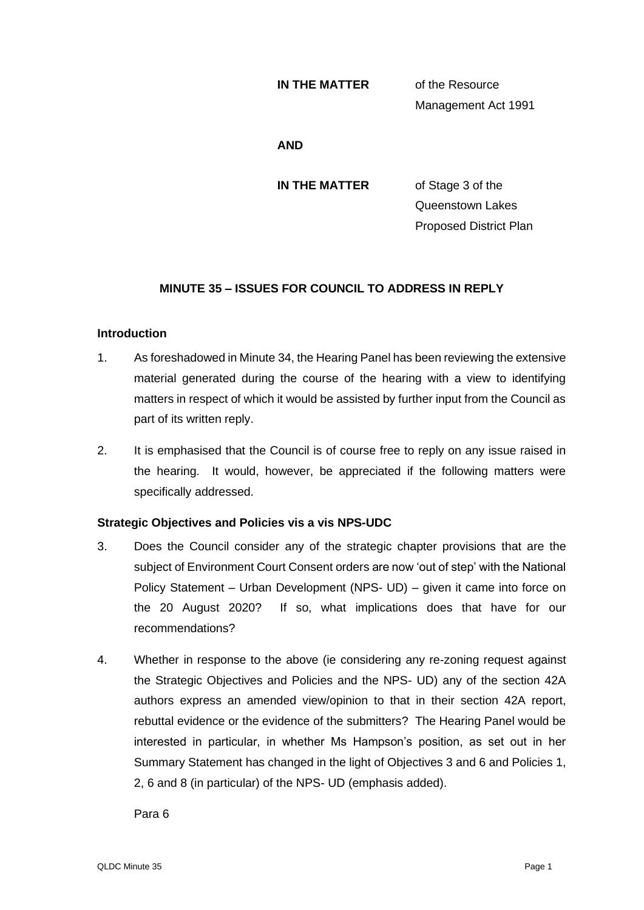**IN THE MATTER** of the Resource Management Act 1991

**AND**

**IN THE MATTER** of Stage 3 of the Queenstown Lakes Proposed District Plan

## MINUTE 35 – ISSUES FOR COUNCIL TO ADDRESS IN REPLY

### Introduction

1. As foreshadowed in Minute 34, the Hearing Panel has been reviewing the extensive material generated during the course of the hearing with a view to identifying matters in respect of which it would be assisted by further input from the Council as part of its written reply.

2. It is emphasised that the Council is of course free to reply on any issue raised in the hearing. It would, however, be appreciated if the following matters were specifically addressed.

### Strategic Objectives and Policies vis a vis NPS-UDC

3. Does the Council consider any of the strategic chapter provisions that are the subject of Environment Court Consent orders are now 'out of step' with the National Policy Statement – Urban Development (NPS- UD) – given it came into force on the 20 August 2020? If so, what implications does that have for our recommendations?

4. Whether in response to the above (ie considering any re-zoning request against the Strategic Objectives and Policies and the NPS- UD) any of the section 42A authors express an amended view/opinion to that in their section 42A report, rebuttal evidence or the evidence of the submitters? The Hearing Panel would be interested in particular, in whether Ms Hampson's position, as set out in her Summary Statement has changed in the light of Objectives 3 and 6 and Policies 1, 2, 6 and 8 (in particular) of the NPS- UD (emphasis added).

   Para 6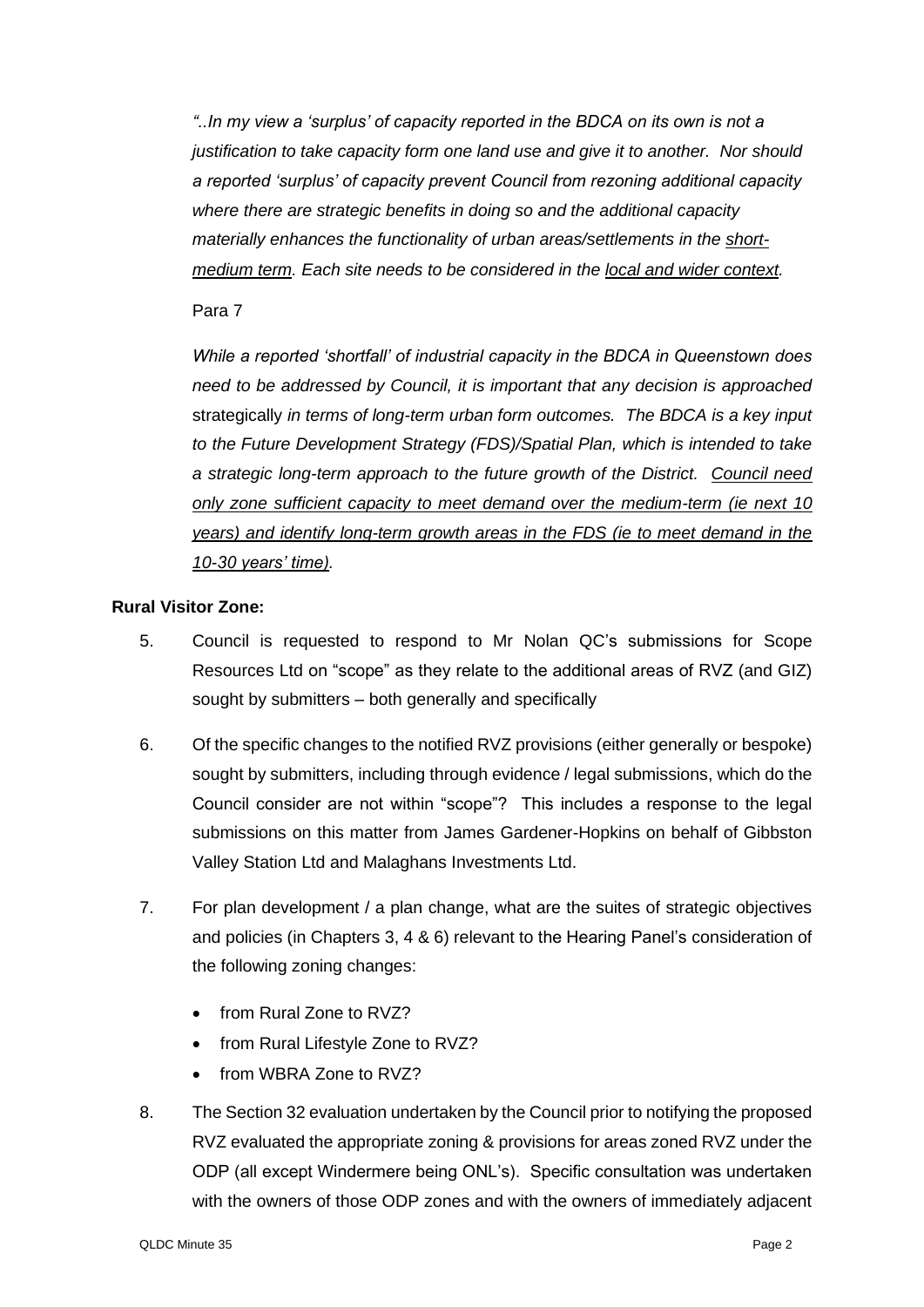*"..In my view a 'surplus' of capacity reported in the BDCA on its own is not a justification to take capacity form one land use and give it to another. Nor should a reported 'surplus' of capacity prevent Council from rezoning additional capacity where there are strategic benefits in doing so and the additional capacity materially enhances the functionality of urban areas/settlements in the <u>short-medium term</u>. Each site needs to be considered in the <u>local and wider context</u>.*

Para 7

*While a reported 'shortfall' of industrial capacity in the BDCA in Queenstown does need to be addressed by Council, it is important that any decision is approached* strategically *in terms of long-term urban form outcomes. The BDCA is a key input to the Future Development Strategy (FDS)/Spatial Plan, which is intended to take a strategic long-term approach to the future growth of the District. <u>Council need only zone sufficient capacity to meet demand over the medium-term (ie next 10 years) and identify long-term growth areas in the FDS (ie to meet demand in the 10-30 years' time)</u>.*

**Rural Visitor Zone:**

5. Council is requested to respond to Mr Nolan QC's submissions for Scope Resources Ltd on "scope" as they relate to the additional areas of RVZ (and GIZ) sought by submitters – both generally and specifically

6. Of the specific changes to the notified RVZ provisions (either generally or bespoke) sought by submitters, including through evidence / legal submissions, which do the Council consider are not within "scope"? This includes a response to the legal submissions on this matter from James Gardener-Hopkins on behalf of Gibbston Valley Station Ltd and Malaghans Investments Ltd.

7. For plan development / a plan change, what are the suites of strategic objectives and policies (in Chapters 3, 4 & 6) relevant to the Hearing Panel's consideration of the following zoning changes:
   - from Rural Zone to RVZ?
   - from Rural Lifestyle Zone to RVZ?
   - from WBRA Zone to RVZ?

8. The Section 32 evaluation undertaken by the Council prior to notifying the proposed RVZ evaluated the appropriate zoning & provisions for areas zoned RVZ under the ODP (all except Windermere being ONL's). Specific consultation was undertaken with the owners of those ODP zones and with the owners of immediately adjacent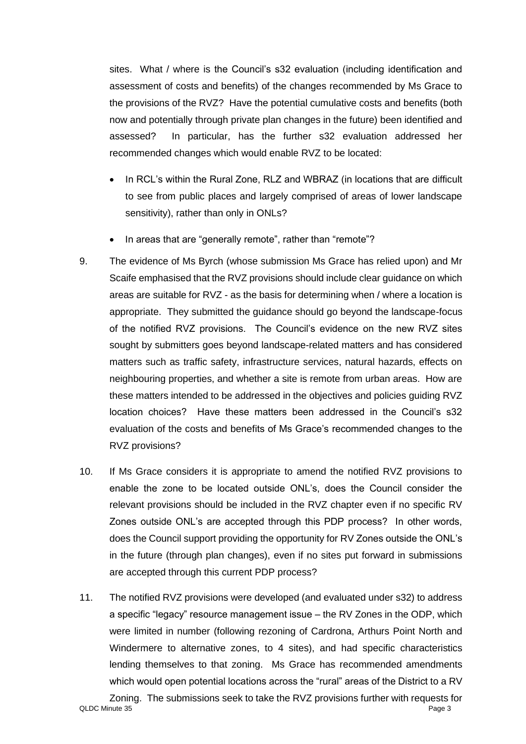sites. What / where is the Council's s32 evaluation (including identification and assessment of costs and benefits) of the changes recommended by Ms Grace to the provisions of the RVZ? Have the potential cumulative costs and benefits (both now and potentially through private plan changes in the future) been identified and assessed? In particular, has the further s32 evaluation addressed her recommended changes which would enable RVZ to be located:

- In RCL's within the Rural Zone, RLZ and WBRAZ (in locations that are difficult to see from public places and largely comprised of areas of lower landscape sensitivity), rather than only in ONLs?
- In areas that are "generally remote", rather than "remote"?

9. The evidence of Ms Byrch (whose submission Ms Grace has relied upon) and Mr Scaife emphasised that the RVZ provisions should include clear guidance on which areas are suitable for RVZ - as the basis for determining when / where a location is appropriate. They submitted the guidance should go beyond the landscape-focus of the notified RVZ provisions. The Council's evidence on the new RVZ sites sought by submitters goes beyond landscape-related matters and has considered matters such as traffic safety, infrastructure services, natural hazards, effects on neighbouring properties, and whether a site is remote from urban areas. How are these matters intended to be addressed in the objectives and policies guiding RVZ location choices? Have these matters been addressed in the Council's s32 evaluation of the costs and benefits of Ms Grace's recommended changes to the RVZ provisions?

10. If Ms Grace considers it is appropriate to amend the notified RVZ provisions to enable the zone to be located outside ONL's, does the Council consider the relevant provisions should be included in the RVZ chapter even if no specific RV Zones outside ONL's are accepted through this PDP process? In other words, does the Council support providing the opportunity for RV Zones outside the ONL's in the future (through plan changes), even if no sites put forward in submissions are accepted through this current PDP process?

11. The notified RVZ provisions were developed (and evaluated under s32) to address a specific "legacy" resource management issue – the RV Zones in the ODP, which were limited in number (following rezoning of Cardrona, Arthurs Point North and Windermere to alternative zones, to 4 sites), and had specific characteristics lending themselves to that zoning. Ms Grace has recommended amendments which would open potential locations across the "rural" areas of the District to a RV Zoning. The submissions seek to take the RVZ provisions further with requests for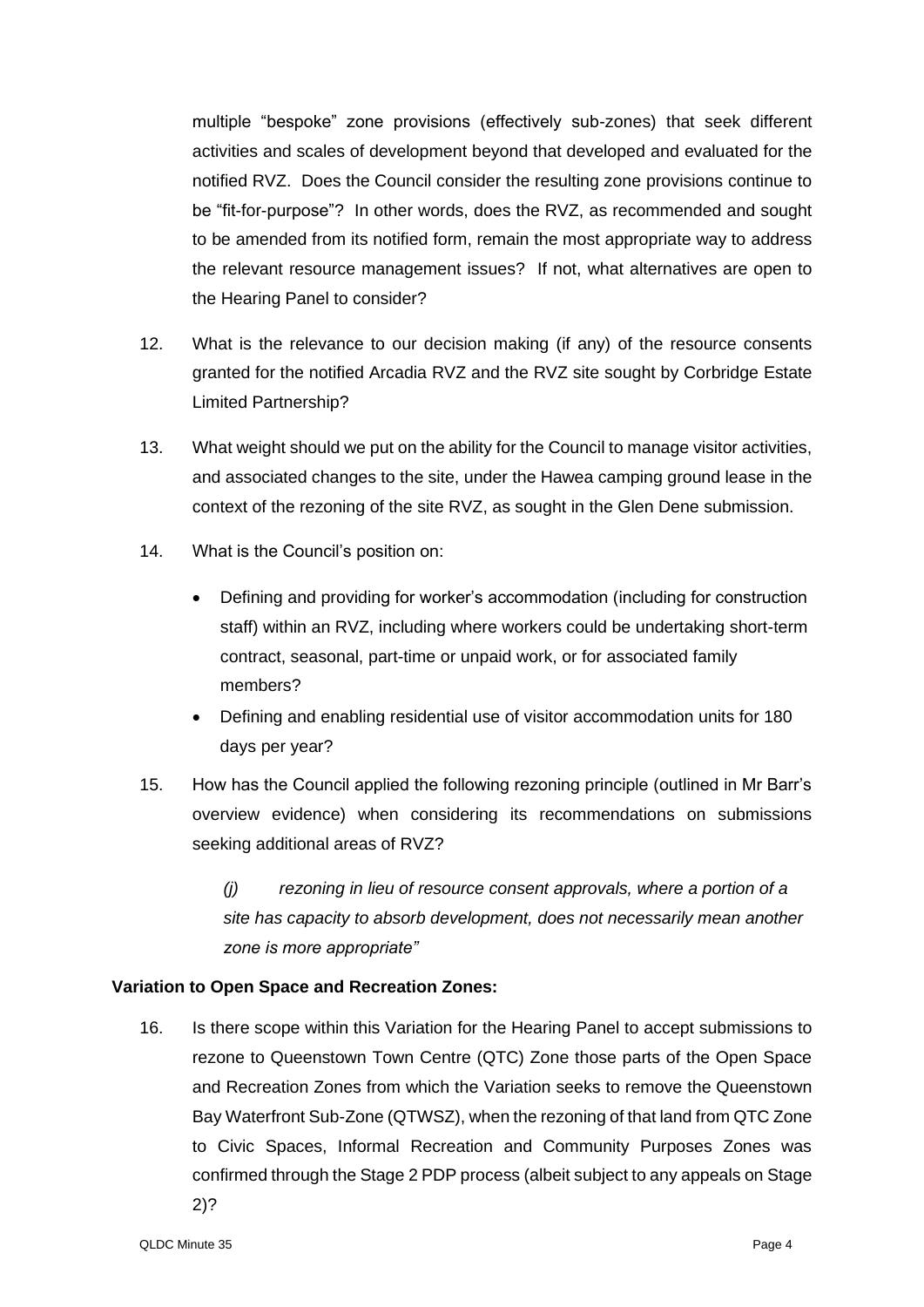multiple "bespoke" zone provisions (effectively sub-zones) that seek different activities and scales of development beyond that developed and evaluated for the notified RVZ. Does the Council consider the resulting zone provisions continue to be "fit-for-purpose"? In other words, does the RVZ, as recommended and sought to be amended from its notified form, remain the most appropriate way to address the relevant resource management issues? If not, what alternatives are open to the Hearing Panel to consider?

12. What is the relevance to our decision making (if any) of the resource consents granted for the notified Arcadia RVZ and the RVZ site sought by Corbridge Estate Limited Partnership?

13. What weight should we put on the ability for the Council to manage visitor activities, and associated changes to the site, under the Hawea camping ground lease in the context of the rezoning of the site RVZ, as sought in the Glen Dene submission.

14. What is the Council's position on:

    - Defining and providing for worker's accommodation (including for construction staff) within an RVZ, including where workers could be undertaking short-term contract, seasonal, part-time or unpaid work, or for associated family members?
    - Defining and enabling residential use of visitor accommodation units for 180 days per year?

15. How has the Council applied the following rezoning principle (outlined in Mr Barr's overview evidence) when considering its recommendations on submissions seeking additional areas of RVZ?

    *(j) rezoning in lieu of resource consent approvals, where a portion of a site has capacity to absorb development, does not necessarily mean another zone is more appropriate"*

**Variation to Open Space and Recreation Zones:**

16. Is there scope within this Variation for the Hearing Panel to accept submissions to rezone to Queenstown Town Centre (QTC) Zone those parts of the Open Space and Recreation Zones from which the Variation seeks to remove the Queenstown Bay Waterfront Sub-Zone (QTWSZ), when the rezoning of that land from QTC Zone to Civic Spaces, Informal Recreation and Community Purposes Zones was confirmed through the Stage 2 PDP process (albeit subject to any appeals on Stage 2)?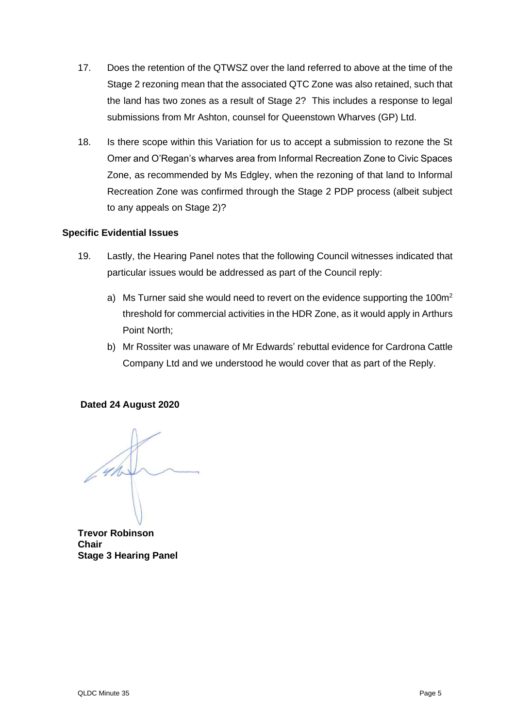17. Does the retention of the QTWSZ over the land referred to above at the time of the Stage 2 rezoning mean that the associated QTC Zone was also retained, such that the land has two zones as a result of Stage 2? This includes a response to legal submissions from Mr Ashton, counsel for Queenstown Wharves (GP) Ltd.

18. Is there scope within this Variation for us to accept a submission to rezone the St Omer and O'Regan's wharves area from Informal Recreation Zone to Civic Spaces Zone, as recommended by Ms Edgley, when the rezoning of that land to Informal Recreation Zone was confirmed through the Stage 2 PDP process (albeit subject to any appeals on Stage 2)?

**Specific Evidential Issues**

19. Lastly, the Hearing Panel notes that the following Council witnesses indicated that particular issues would be addressed as part of the Council reply:

    a) Ms Turner said she would need to revert on the evidence supporting the $100m^2$ threshold for commercial activities in the HDR Zone, as it would apply in Arthurs Point North;

    b) Mr Rossiter was unaware of Mr Edwards' rebuttal evidence for Cardrona Cattle Company Ltd and we understood he would cover that as part of the Reply.

**Dated 24 August 2020**

**Trevor Robinson**
**Chair**
**Stage 3 Hearing Panel**